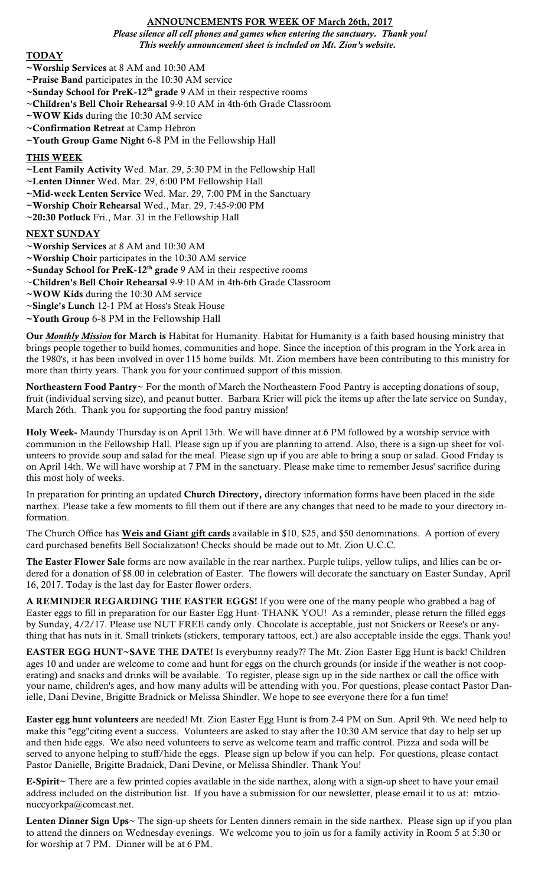## ANNOUNCEMENTS FOR WEEK OF March 26th, 2017

***Please silence all cell phones and games when entering the sanctuary. Thank you!***
***This weekly announcement sheet is included on Mt. Zion's website.***

### TODAY

~**Worship Services** at 8 AM and 10:30 AM
~**Praise Band** participates in the 10:30 AM service
~**Sunday School for PreK-12th grade** 9 AM in their respective rooms
~**Children's Bell Choir Rehearsal** 9-9:10 AM in 4th-6th Grade Classroom
~**WOW Kids** during the 10:30 AM service
~**Confirmation Retreat** at Camp Hebron
~**Youth Group Game Night** 6-8 PM in the Fellowship Hall

### THIS WEEK

~**Lent Family Activity** Wed. Mar. 29, 5:30 PM in the Fellowship Hall
~**Lenten Dinner** Wed. Mar. 29, 6:00 PM Fellowship Hall
~**Mid-week Lenten Service** Wed. Mar. 29, 7:00 PM in the Sanctuary
~**Worship Choir Rehearsal** Wed., Mar. 29, 7:45-9:00 PM
~**20:30 Potluck** Fri., Mar. 31 in the Fellowship Hall

### NEXT SUNDAY

~**Worship Services** at 8 AM and 10:30 AM
~**Worship Choir** participates in the 10:30 AM service
~**Sunday School for PreK-12th grade** 9 AM in their respective rooms
~**Children's Bell Choir Rehearsal** 9-9:10 AM in 4th-6th Grade Classroom
~**WOW Kids** during the 10:30 AM service
~**Single's Lunch** 12-1 PM at Hoss's Steak House
~**Youth Group** 6-8 PM in the Fellowship Hall

**Our *Monthly Mission* for March is** Habitat for Humanity. Habitat for Humanity is a faith based housing ministry that brings people together to build homes, communities and hope. Since the inception of this program in the York area in the 1980's, it has been involved in over 115 home builds. Mt. Zion members have been contributing to this ministry for more than thirty years. Thank you for your continued support of this mission.

**Northeastern Food Pantry**~ For the month of March the Northeastern Food Pantry is accepting donations of soup, fruit (individual serving size), and peanut butter. Barbara Krier will pick the items up after the late service on Sunday, March 26th. Thank you for supporting the food pantry mission!

**Holy Week-** Maundy Thursday is on April 13th. We will have dinner at 6 PM followed by a worship service with communion in the Fellowship Hall. Please sign up if you are planning to attend. Also, there is a sign-up sheet for volunteers to provide soup and salad for the meal. Please sign up if you are able to bring a soup or salad. Good Friday is on April 14th. We will have worship at 7 PM in the sanctuary. Please make time to remember Jesus' sacrifice during this most holy of weeks.

In preparation for printing an updated **Church Directory,** directory information forms have been placed in the side narthex. Please take a few moments to fill them out if there are any changes that need to be made to your directory information.

The Church Office has **Weis and Giant gift cards** available in $10, $25, and $50 denominations. A portion of every card purchased benefits Bell Socialization! Checks should be made out to Mt. Zion U.C.C.

**The Easter Flower Sale** forms are now available in the rear narthex. Purple tulips, yellow tulips, and lilies can be ordered for a donation of $8.00 in celebration of Easter. The flowers will decorate the sanctuary on Easter Sunday, April 16, 2017. Today is the last day for Easter flower orders.

**A REMINDER REGARDING THE EASTER EGGS!** If you were one of the many people who grabbed a bag of Easter eggs to fill in preparation for our Easter Egg Hunt- THANK YOU! As a reminder, please return the filled eggs by Sunday, 4/2/17. Please use NUT FREE candy only. Chocolate is acceptable, just not Snickers or Reese's or anything that has nuts in it. Small trinkets (stickers, temporary tattoos, ect.) are also acceptable inside the eggs. Thank you!

**EASTER EGG HUNT~SAVE THE DATE!** Is everybunny ready?? The Mt. Zion Easter Egg Hunt is back! Children ages 10 and under are welcome to come and hunt for eggs on the church grounds (or inside if the weather is not cooperating) and snacks and drinks will be available. To register, please sign up in the side narthex or call the office with your name, children's ages, and how many adults will be attending with you. For questions, please contact Pastor Danielle, Dani Devine, Brigitte Bradnick or Melissa Shindler. We hope to see everyone there for a fun time!

**Easter egg hunt volunteers** are needed! Mt. Zion Easter Egg Hunt is from 2-4 PM on Sun. April 9th. We need help to make this "egg"citing event a success. Volunteers are asked to stay after the 10:30 AM service that day to help set up and then hide eggs. We also need volunteers to serve as welcome team and traffic control. Pizza and soda will be served to anyone helping to stuff/hide the eggs. Please sign up below if you can help. For questions, please contact Pastor Danielle, Brigitte Bradnick, Dani Devine, or Melissa Shindler. Thank You!

**E-Spirit**~ There are a few printed copies available in the side narthex, along with a sign-up sheet to have your email address included on the distribution list. If you have a submission for our newsletter, please email it to us at: mtzionuccyorkpa@comcast.net.

**Lenten Dinner Sign Ups**~ The sign-up sheets for Lenten dinners remain in the side narthex. Please sign up if you plan to attend the dinners on Wednesday evenings. We welcome you to join us for a family activity in Room 5 at 5:30 or for worship at 7 PM. Dinner will be at 6 PM.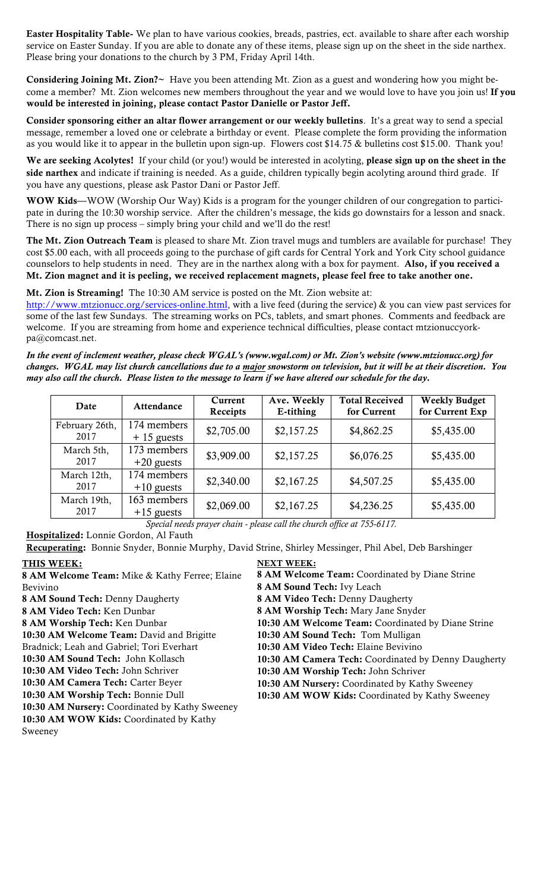**Easter Hospitality Table-** We plan to have various cookies, breads, pastries, ect. available to share after each worship service on Easter Sunday. If you are able to donate any of these items, please sign up on the sheet in the side narthex. Please bring your donations to the church by 3 PM, Friday April 14th.

**Considering Joining Mt. Zion?~** Have you been attending Mt. Zion as a guest and wondering how you might become a member? Mt. Zion welcomes new members throughout the year and we would love to have you join us! **If you would be interested in joining, please contact Pastor Danielle or Pastor Jeff.**

**Consider sponsoring either an altar flower arrangement or our weekly bulletins**. It's a great way to send a special message, remember a loved one or celebrate a birthday or event. Please complete the form providing the information as you would like it to appear in the bulletin upon sign-up. Flowers cost $14.75 & bulletins cost $15.00. Thank you!

**We are seeking Acolytes!** If your child (or you!) would be interested in acolyting, **please sign up on the sheet in the side narthex** and indicate if training is needed. As a guide, children typically begin acolyting around third grade. If you have any questions, please ask Pastor Dani or Pastor Jeff.

**WOW Kids**—WOW (Worship Our Way) Kids is a program for the younger children of our congregation to participate in during the 10:30 worship service. After the children's message, the kids go downstairs for a lesson and snack. There is no sign up process – simply bring your child and we'll do the rest!

**The Mt. Zion Outreach Team** is pleased to share Mt. Zion travel mugs and tumblers are available for purchase! They cost $5.00 each, with all proceeds going to the purchase of gift cards for Central York and York City school guidance counselors to help students in need. They are in the narthex along with a box for payment. **Also, if you received a Mt. Zion magnet and it is peeling, we received replacement magnets, please feel free to take another one.**

**Mt. Zion is Streaming!** The 10:30 AM service is posted on the Mt. Zion website at: http://www.mtzionucc.org/services-online.html, with a live feed (during the service) & you can view past services for some of the last few Sundays. The streaming works on PCs, tablets, and smart phones. Comments and feedback are welcome. If you are streaming from home and experience technical difficulties, please contact mtzionuccyork-pa@comcast.net.

***In the event of inclement weather, please check WGAL's (www.wgal.com) or Mt. Zion's website (www.mtzionucc.org) for changes. WGAL may list church cancellations due to a major snowstorm on television, but it will be at their discretion. You may also call the church. Please listen to the message to learn if we have altered our schedule for the day.***

| Date | Attendance | Current Receipts | Ave. Weekly E-tithing | Total Received for Current | Weekly Budget for Current Exp |
|---|---|---|---|---|---|
| February 26th, 2017 | 174 members + 15 guests | $2,705.00 | $2,157.25 | $4,862.25 | $5,435.00 |
| March 5th, 2017 | 173 members +20 guests | $3,909.00 | $2,157.25 | $6,076.25 | $5,435.00 |
| March 12th, 2017 | 174 members +10 guests | $2,340.00 | $2,167.25 | $4,507.25 | $5,435.00 |
| March 19th, 2017 | 163 members +15 guests | $2,069.00 | $2,167.25 | $4,236.25 | $5,435.00 |

*Special needs prayer chain - please call the church office at 755-6117.*

**Hospitalized:** Lonnie Gordon, Al Fauth

**Recuperating:** Bonnie Snyder, Bonnie Murphy, David Strine, Shirley Messinger, Phil Abel, Deb Barshinger

**THIS WEEK:**

**8 AM Welcome Team:** Mike & Kathy Ferree; Elaine Bevivino
**8 AM Sound Tech:** Denny Daugherty
**8 AM Video Tech:** Ken Dunbar
**8 AM Worship Tech:** Ken Dunbar
**10:30 AM Welcome Team:** David and Brigitte Bradnick; Leah and Gabriel; Tori Everhart
**10:30 AM Sound Tech:** John Kollasch
**10:30 AM Video Tech:** John Schriver
**10:30 AM Camera Tech:** Carter Beyer
**10:30 AM Worship Tech:** Bonnie Dull
**10:30 AM Nursery:** Coordinated by Kathy Sweeney
**10:30 AM WOW Kids:** Coordinated by Kathy Sweeney

**NEXT WEEK:**

**8 AM Welcome Team:** Coordinated by Diane Strine
**8 AM Sound Tech:** Ivy Leach
**8 AM Video Tech:** Denny Daugherty
**8 AM Worship Tech:** Mary Jane Snyder
**10:30 AM Welcome Team:** Coordinated by Diane Strine
**10:30 AM Sound Tech:** Tom Mulligan
**10:30 AM Video Tech:** Elaine Bevivino
**10:30 AM Camera Tech:** Coordinated by Denny Daugherty
**10:30 AM Worship Tech:** John Schriver
**10:30 AM Nursery:** Coordinated by Kathy Sweeney
**10:30 AM WOW Kids:** Coordinated by Kathy Sweeney